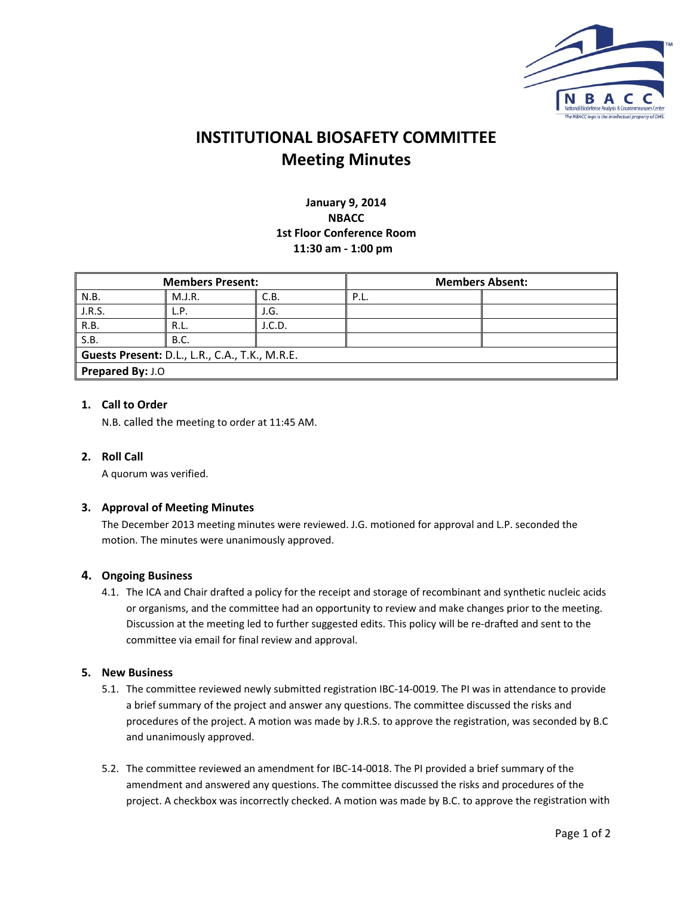# INSTITUTIONAL BIOSAFETY COMMITTEE
## Meeting Minutes

**January 9, 2014**
**NBACC**
**1st Floor Conference Room**
**11:30 am - 1:00 pm**

| **Members Present:** | | | **Members Absent:** | |
|---|---|---|---|---|
| N.B. | M.J.R. | C.B. | P.L. | |
| J.R.S. | L.P. | J.G. | | |
| R.B. | R.L. | J.C.D. | | |
| S.B. | B.C. | | | |
| **Guests Present:** D.L., L.R., C.A., T.K., M.R.E. | | | | |
| **Prepared By:** J.O | | | | |

### 1. Call to Order

N.B. called the meeting to order at 11:45 AM.

### 2. Roll Call

A quorum was verified.

### 3. Approval of Meeting Minutes

The December 2013 meeting minutes were reviewed. J.G. motioned for approval and L.P. seconded the motion. The minutes were unanimously approved.

### 4. Ongoing Business

4.1. The ICA and Chair drafted a policy for the receipt and storage of recombinant and synthetic nucleic acids or organisms, and the committee had an opportunity to review and make changes prior to the meeting. Discussion at the meeting led to further suggested edits. This policy will be re-drafted and sent to the committee via email for final review and approval.

### 5. New Business

5.1. The committee reviewed newly submitted registration IBC-14-0019. The PI was in attendance to provide a brief summary of the project and answer any questions. The committee discussed the risks and procedures of the project. A motion was made by J.R.S. to approve the registration, was seconded by B.C and unanimously approved.

5.2. The committee reviewed an amendment for IBC-14-0018. The PI provided a brief summary of the amendment and answered any questions. The committee discussed the risks and procedures of the project. A checkbox was incorrectly checked. A motion was made by B.C. to approve the registration with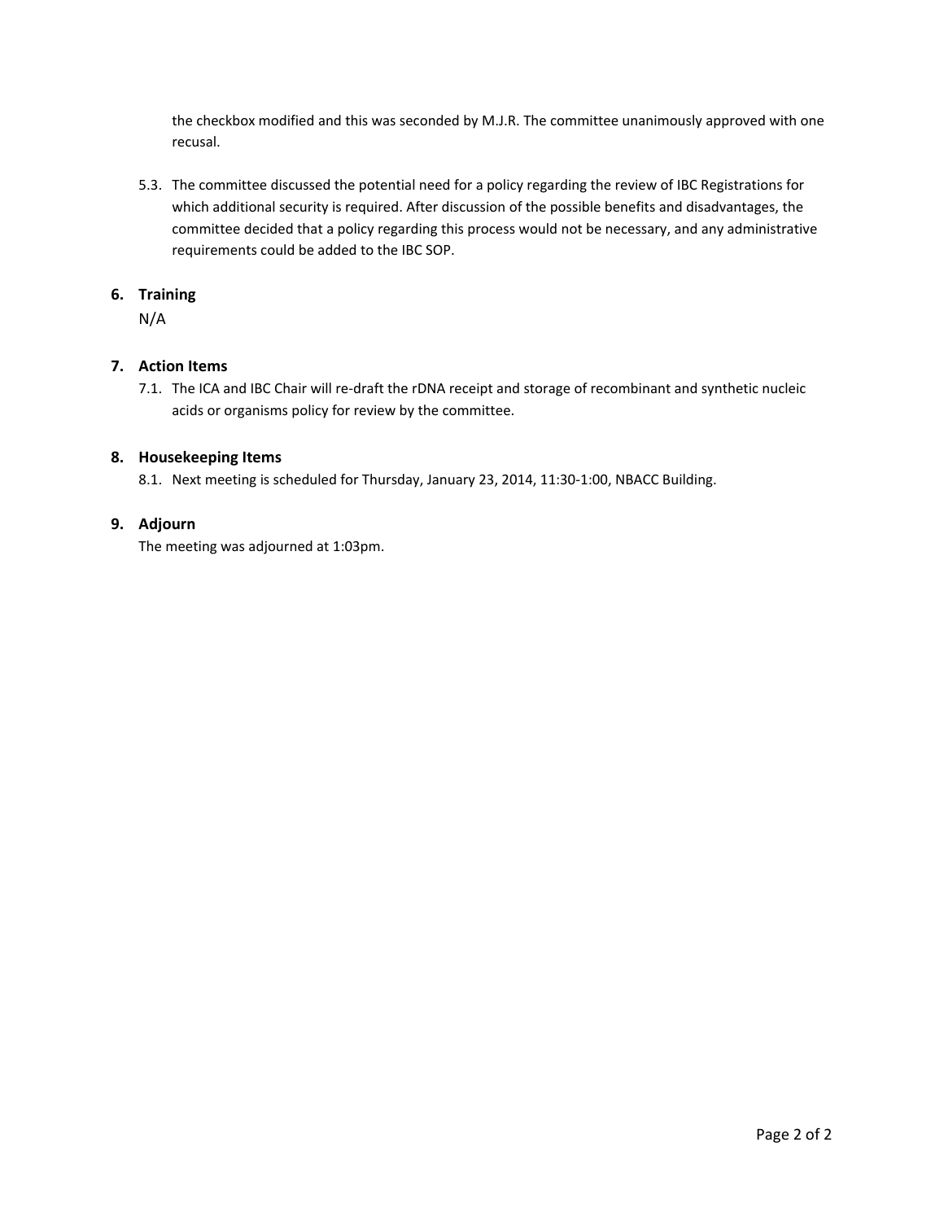the checkbox modified and this was seconded by M.J.R. The committee unanimously approved with one recusal.

5.3. The committee discussed the potential need for a policy regarding the review of IBC Registrations for which additional security is required. After discussion of the possible benefits and disadvantages, the committee decided that a policy regarding this process would not be necessary, and any administrative requirements could be added to the IBC SOP.

## 6. Training

N/A

## 7. Action Items

7.1. The ICA and IBC Chair will re-draft the rDNA receipt and storage of recombinant and synthetic nucleic acids or organisms policy for review by the committee.

## 8. Housekeeping Items

8.1. Next meeting is scheduled for Thursday, January 23, 2014, 11:30-1:00, NBACC Building.

## 9. Adjourn

The meeting was adjourned at 1:03pm.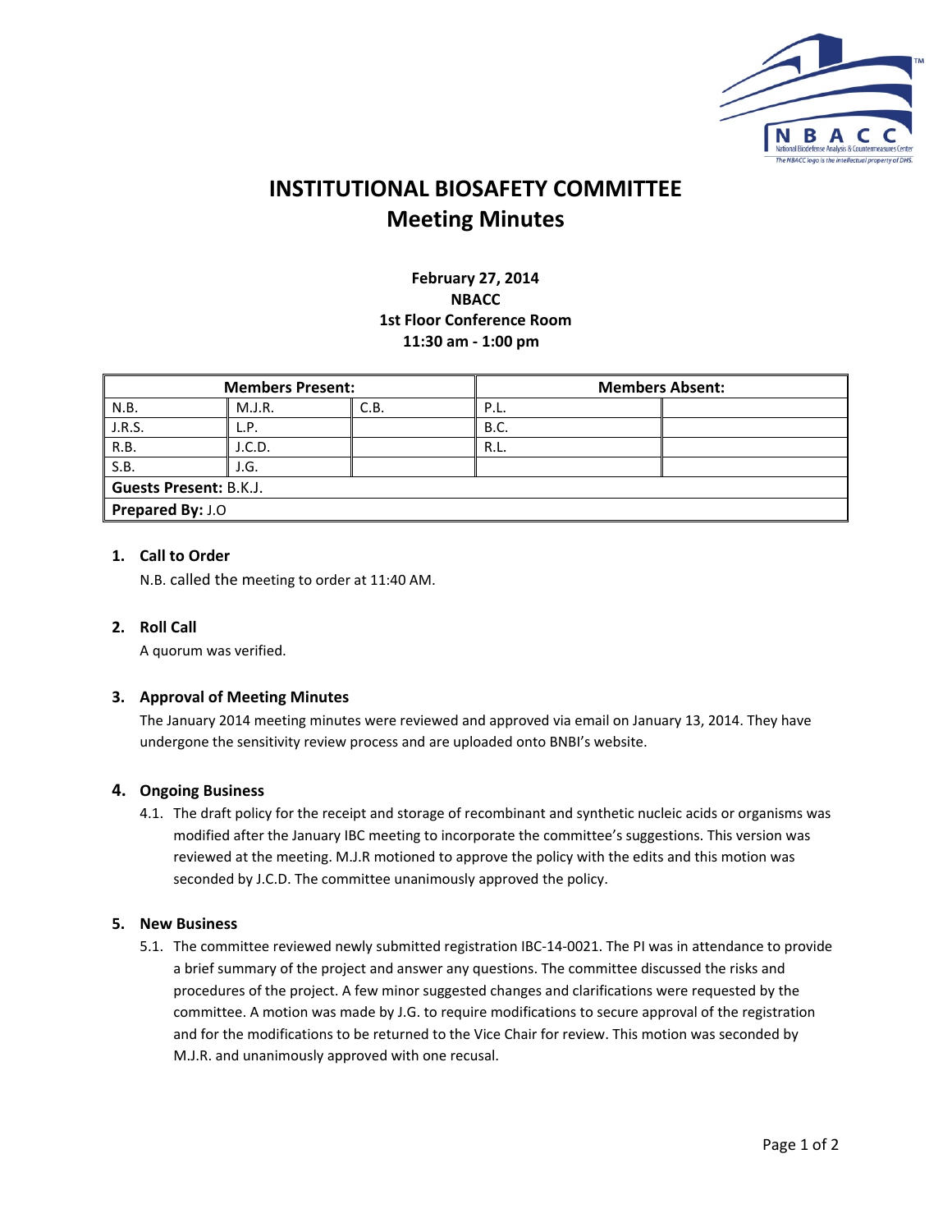# INSTITUTIONAL BIOSAFETY COMMITTEE
## Meeting Minutes

**February 27, 2014**
**NBACC**
**1st Floor Conference Room**
**11:30 am - 1:00 pm**

| **Members Present:** | | | **Members Absent:** | |
|---|---|---|---|---|
| N.B. | M.J.R. | C.B. | P.L. | |
| J.R.S. | L.P. | | B.C. | |
| R.B. | J.C.D. | | R.L. | |
| S.B. | J.G. | | | |
| **Guests Present:** B.K.J. | | | | |
| **Prepared By:** J.O | | | | |

### 1. Call to Order

N.B. called the meeting to order at 11:40 AM.

### 2. Roll Call

A quorum was verified.

### 3. Approval of Meeting Minutes

The January 2014 meeting minutes were reviewed and approved via email on January 13, 2014. They have undergone the sensitivity review process and are uploaded onto BNBI's website.

### 4. Ongoing Business

4.1. The draft policy for the receipt and storage of recombinant and synthetic nucleic acids or organisms was modified after the January IBC meeting to incorporate the committee's suggestions. This version was reviewed at the meeting. M.J.R motioned to approve the policy with the edits and this motion was seconded by J.C.D. The committee unanimously approved the policy.

### 5. New Business

5.1. The committee reviewed newly submitted registration IBC-14-0021. The PI was in attendance to provide a brief summary of the project and answer any questions. The committee discussed the risks and procedures of the project. A few minor suggested changes and clarifications were requested by the committee. A motion was made by J.G. to require modifications to secure approval of the registration and for the modifications to be returned to the Vice Chair for review. This motion was seconded by M.J.R. and unanimously approved with one recusal.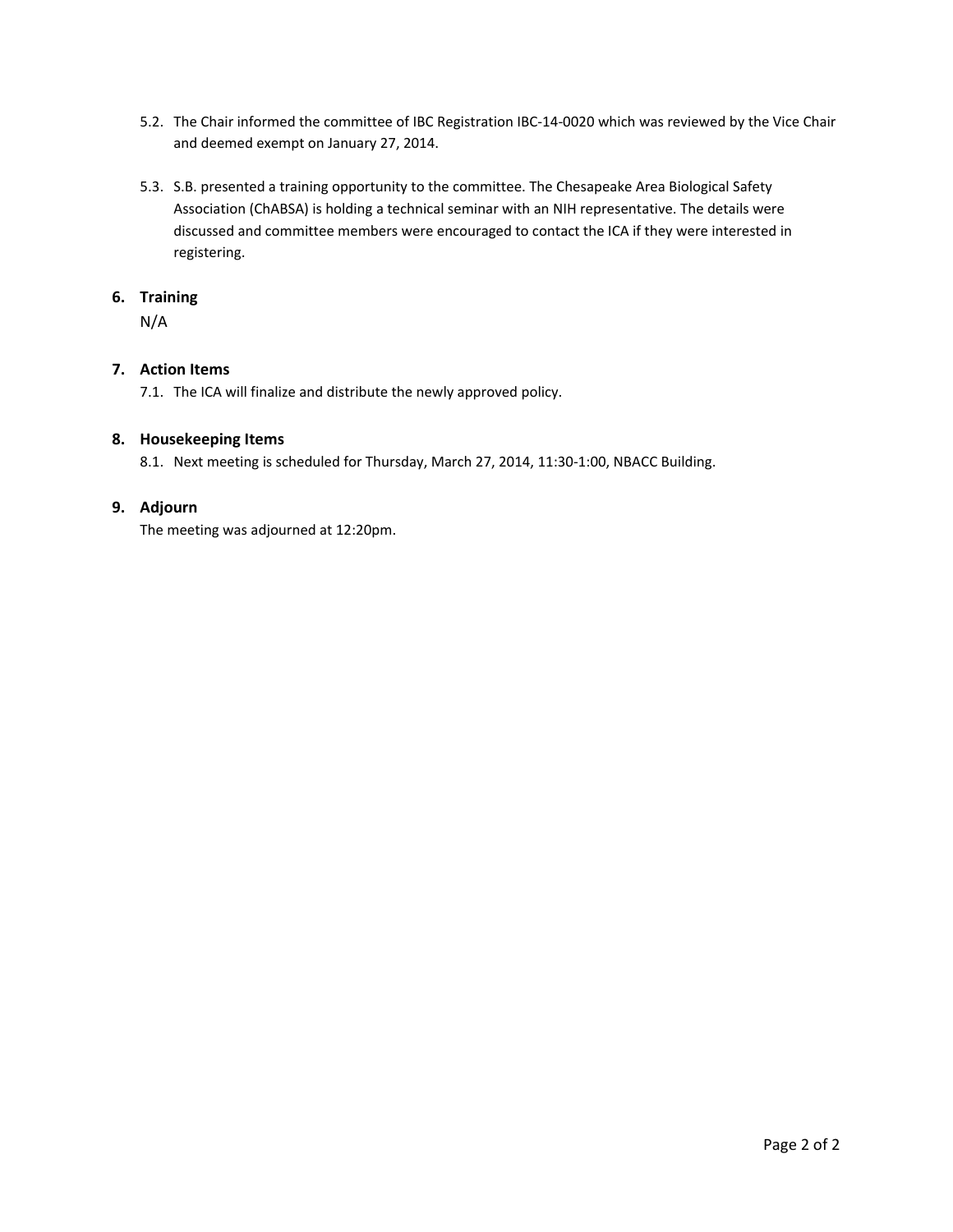5.2. The Chair informed the committee of IBC Registration IBC-14-0020 which was reviewed by the Vice Chair and deemed exempt on January 27, 2014.

5.3. S.B. presented a training opportunity to the committee. The Chesapeake Area Biological Safety Association (ChABSA) is holding a technical seminar with an NIH representative. The details were discussed and committee members were encouraged to contact the ICA if they were interested in registering.

## 6. Training

N/A

## 7. Action Items

7.1. The ICA will finalize and distribute the newly approved policy.

## 8. Housekeeping Items

8.1. Next meeting is scheduled for Thursday, March 27, 2014, 11:30-1:00, NBACC Building.

## 9. Adjourn

The meeting was adjourned at 12:20pm.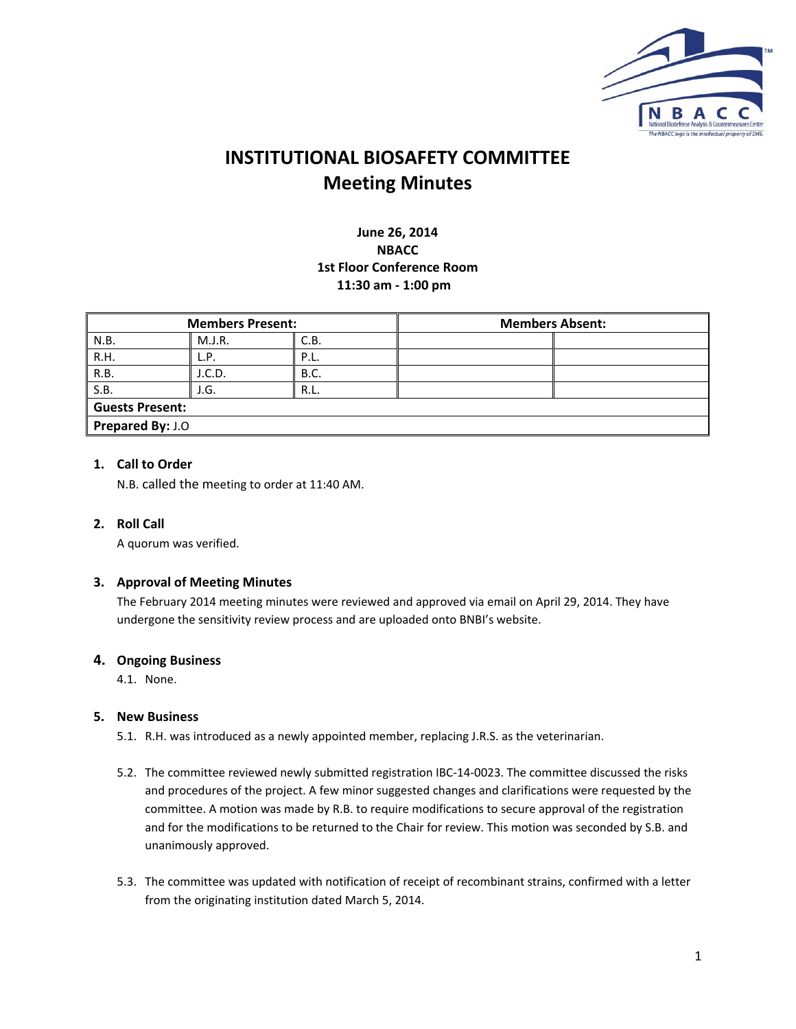# INSTITUTIONAL BIOSAFETY COMMITTEE
## Meeting Minutes

**June 26, 2014**
**NBACC**
**1st Floor Conference Room**
**11:30 am - 1:00 pm**

| Members Present: | | | Members Absent: | |
|---|---|---|---|---|
| N.B. | M.J.R. | C.B. | | |
| R.H. | L.P. | P.L. | | |
| R.B. | J.C.D. | B.C. | | |
| S.B. | J.G. | R.L. | | |
| **Guests Present:** | | | | |
| **Prepared By:** J.O | | | | |

### 1. Call to Order

N.B. called the meeting to order at 11:40 AM.

### 2. Roll Call

A quorum was verified.

### 3. Approval of Meeting Minutes

The February 2014 meeting minutes were reviewed and approved via email on April 29, 2014. They have undergone the sensitivity review process and are uploaded onto BNBI's website.

### 4. Ongoing Business

4.1. None.

### 5. New Business

5.1. R.H. was introduced as a newly appointed member, replacing J.R.S. as the veterinarian.

5.2. The committee reviewed newly submitted registration IBC-14-0023. The committee discussed the risks and procedures of the project. A few minor suggested changes and clarifications were requested by the committee. A motion was made by R.B. to require modifications to secure approval of the registration and for the modifications to be returned to the Chair for review. This motion was seconded by S.B. and unanimously approved.

5.3. The committee was updated with notification of receipt of recombinant strains, confirmed with a letter from the originating institution dated March 5, 2014.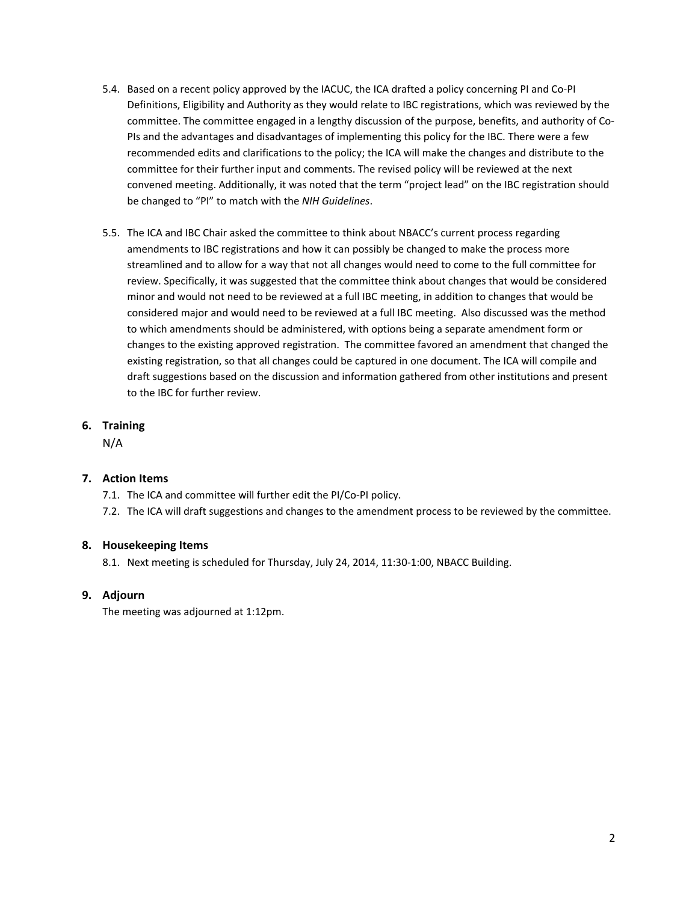5.4. Based on a recent policy approved by the IACUC, the ICA drafted a policy concerning PI and Co-PI Definitions, Eligibility and Authority as they would relate to IBC registrations, which was reviewed by the committee. The committee engaged in a lengthy discussion of the purpose, benefits, and authority of Co-PIs and the advantages and disadvantages of implementing this policy for the IBC. There were a few recommended edits and clarifications to the policy; the ICA will make the changes and distribute to the committee for their further input and comments. The revised policy will be reviewed at the next convened meeting. Additionally, it was noted that the term "project lead" on the IBC registration should be changed to "PI" to match with the *NIH Guidelines*.

5.5. The ICA and IBC Chair asked the committee to think about NBACC's current process regarding amendments to IBC registrations and how it can possibly be changed to make the process more streamlined and to allow for a way that not all changes would need to come to the full committee for review. Specifically, it was suggested that the committee think about changes that would be considered minor and would not need to be reviewed at a full IBC meeting, in addition to changes that would be considered major and would need to be reviewed at a full IBC meeting. Also discussed was the method to which amendments should be administered, with options being a separate amendment form or changes to the existing approved registration. The committee favored an amendment that changed the existing registration, so that all changes could be captured in one document. The ICA will compile and draft suggestions based on the discussion and information gathered from other institutions and present to the IBC for further review.

## 6. Training

N/A

## 7. Action Items

7.1. The ICA and committee will further edit the PI/Co-PI policy.

7.2. The ICA will draft suggestions and changes to the amendment process to be reviewed by the committee.

## 8. Housekeeping Items

8.1. Next meeting is scheduled for Thursday, July 24, 2014, 11:30-1:00, NBACC Building.

## 9. Adjourn

The meeting was adjourned at 1:12pm.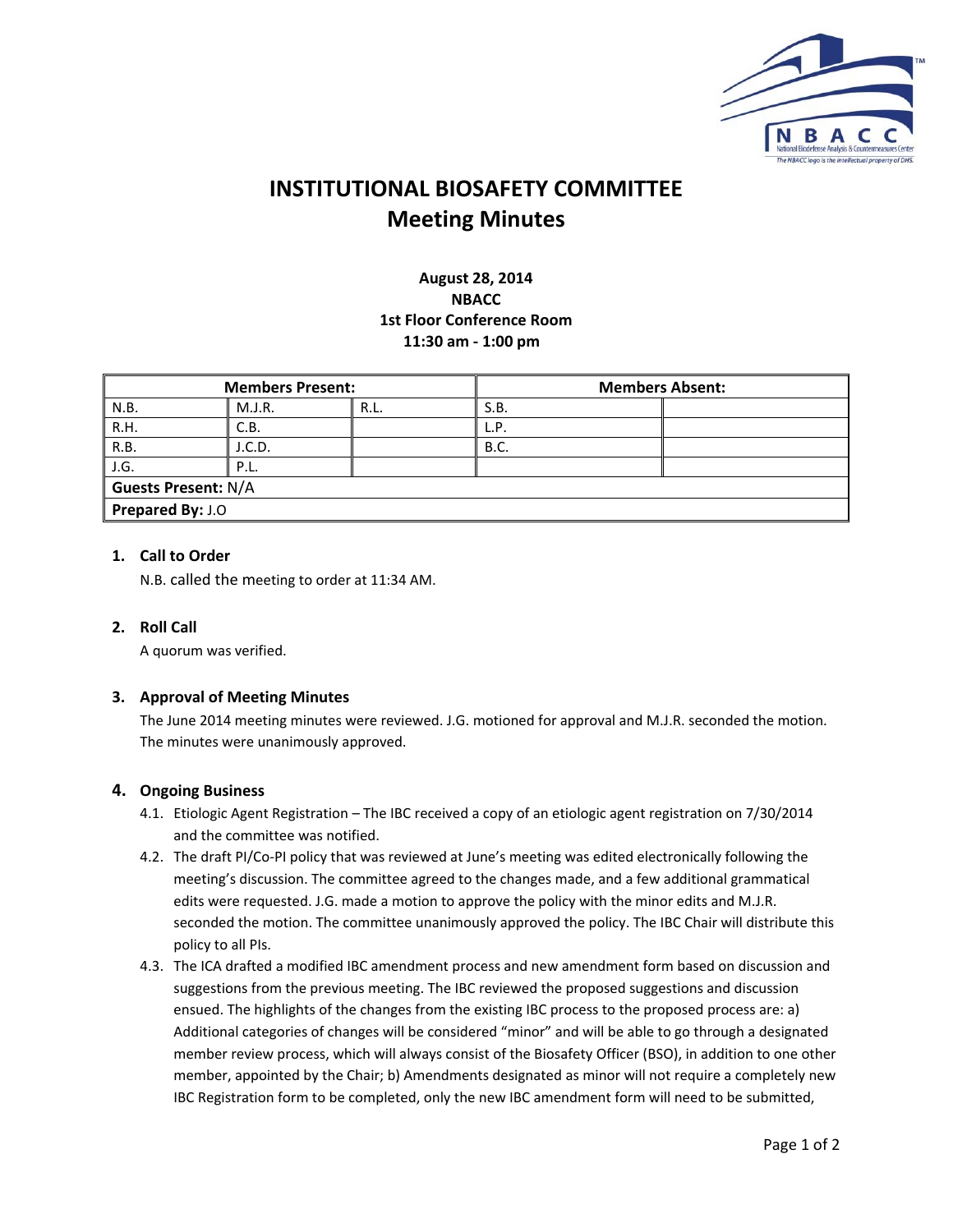# INSTITUTIONAL BIOSAFETY COMMITTEE
## Meeting Minutes

**August 28, 2014**
**NBACC**
**1st Floor Conference Room**
**11:30 am - 1:00 pm**

| **Members Present:** | | | **Members Absent:** | |
|---|---|---|---|---|
| N.B. | M.J.R. | R.L. | S.B. | |
| R.H. | C.B. | | L.P. | |
| R.B. | J.C.D. | | B.C. | |
| J.G. | P.L. | | | |
| **Guests Present:** N/A | | | | |
| **Prepared By:** J.O | | | | |

### 1. Call to Order

N.B. called the meeting to order at 11:34 AM.

### 2. Roll Call

A quorum was verified.

### 3. Approval of Meeting Minutes

The June 2014 meeting minutes were reviewed. J.G. motioned for approval and M.J.R. seconded the motion. The minutes were unanimously approved.

### 4. Ongoing Business

4.1. Etiologic Agent Registration – The IBC received a copy of an etiologic agent registration on 7/30/2014 and the committee was notified.

4.2. The draft PI/Co-PI policy that was reviewed at June's meeting was edited electronically following the meeting's discussion. The committee agreed to the changes made, and a few additional grammatical edits were requested. J.G. made a motion to approve the policy with the minor edits and M.J.R. seconded the motion. The committee unanimously approved the policy. The IBC Chair will distribute this policy to all PIs.

4.3. The ICA drafted a modified IBC amendment process and new amendment form based on discussion and suggestions from the previous meeting. The IBC reviewed the proposed suggestions and discussion ensued. The highlights of the changes from the existing IBC process to the proposed process are: a) Additional categories of changes will be considered "minor" and will be able to go through a designated member review process, which will always consist of the Biosafety Officer (BSO), in addition to one other member, appointed by the Chair; b) Amendments designated as minor will not require a completely new IBC Registration form to be completed, only the new IBC amendment form will need to be submitted,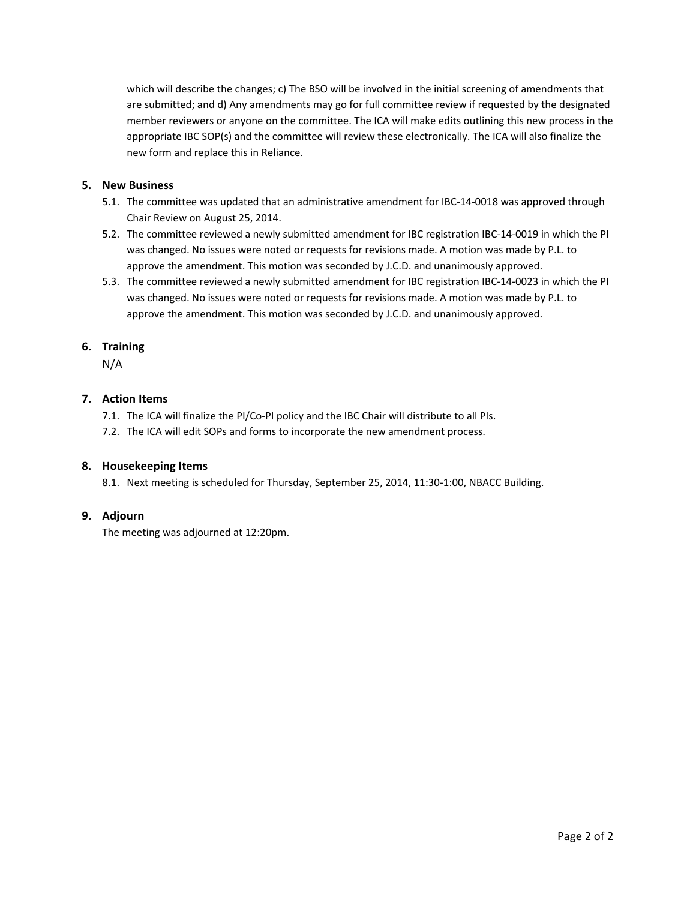which will describe the changes; c) The BSO will be involved in the initial screening of amendments that are submitted; and d) Any amendments may go for full committee review if requested by the designated member reviewers or anyone on the committee. The ICA will make edits outlining this new process in the appropriate IBC SOP(s) and the committee will review these electronically. The ICA will also finalize the new form and replace this in Reliance.

## 5. New Business

5.1. The committee was updated that an administrative amendment for IBC-14-0018 was approved through Chair Review on August 25, 2014.

5.2. The committee reviewed a newly submitted amendment for IBC registration IBC-14-0019 in which the PI was changed. No issues were noted or requests for revisions made. A motion was made by P.L. to approve the amendment. This motion was seconded by J.C.D. and unanimously approved.

5.3. The committee reviewed a newly submitted amendment for IBC registration IBC-14-0023 in which the PI was changed. No issues were noted or requests for revisions made. A motion was made by P.L. to approve the amendment. This motion was seconded by J.C.D. and unanimously approved.

## 6. Training

N/A

## 7. Action Items

7.1. The ICA will finalize the PI/Co-PI policy and the IBC Chair will distribute to all PIs.

7.2. The ICA will edit SOPs and forms to incorporate the new amendment process.

## 8. Housekeeping Items

8.1. Next meeting is scheduled for Thursday, September 25, 2014, 11:30-1:00, NBACC Building.

## 9. Adjourn

The meeting was adjourned at 12:20pm.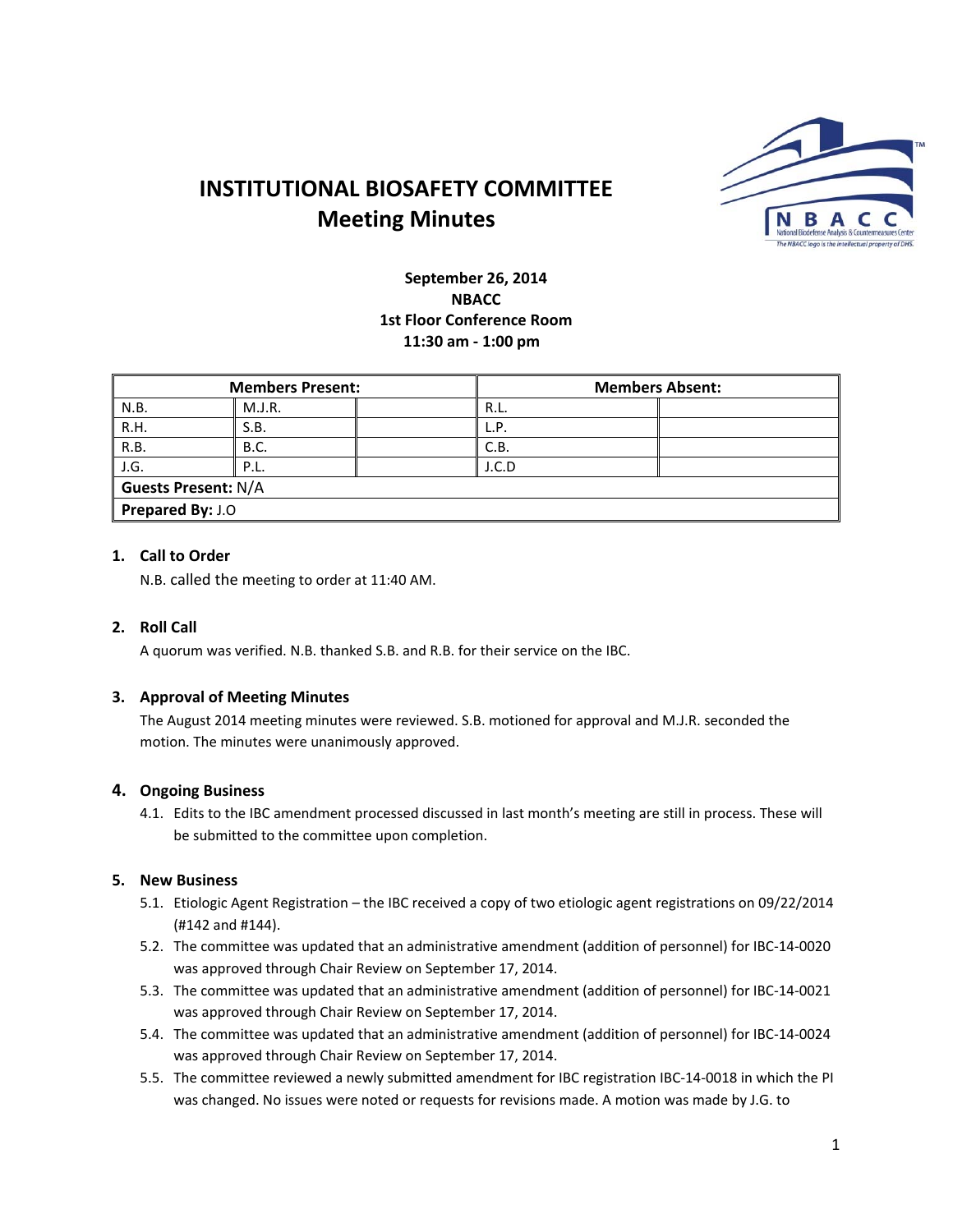# INSTITUTIONAL BIOSAFETY COMMITTEE
## Meeting Minutes

**September 26, 2014**
**NBACC**
**1st Floor Conference Room**
**11:30 am - 1:00 pm**

| Members Present: | | | Members Absent: | |
|---|---|---|---|---|
| N.B. | M.J.R. | | R.L. | |
| R.H. | S.B. | | L.P. | |
| R.B. | B.C. | | C.B. | |
| J.G. | P.L. | | J.C.D | |
| **Guests Present:** N/A | | | | |
| **Prepared By:** J.O | | | | |

### 1. Call to Order

N.B. called the meeting to order at 11:40 AM.

### 2. Roll Call

A quorum was verified. N.B. thanked S.B. and R.B. for their service on the IBC.

### 3. Approval of Meeting Minutes

The August 2014 meeting minutes were reviewed. S.B. motioned for approval and M.J.R. seconded the motion. The minutes were unanimously approved.

### 4. Ongoing Business

4.1. Edits to the IBC amendment processed discussed in last month's meeting are still in process. These will be submitted to the committee upon completion.

### 5. New Business

5.1. Etiologic Agent Registration – the IBC received a copy of two etiologic agent registrations on 09/22/2014 (#142 and #144).

5.2. The committee was updated that an administrative amendment (addition of personnel) for IBC-14-0020 was approved through Chair Review on September 17, 2014.

5.3. The committee was updated that an administrative amendment (addition of personnel) for IBC-14-0021 was approved through Chair Review on September 17, 2014.

5.4. The committee was updated that an administrative amendment (addition of personnel) for IBC-14-0024 was approved through Chair Review on September 17, 2014.

5.5. The committee reviewed a newly submitted amendment for IBC registration IBC-14-0018 in which the PI was changed. No issues were noted or requests for revisions made. A motion was made by J.G. to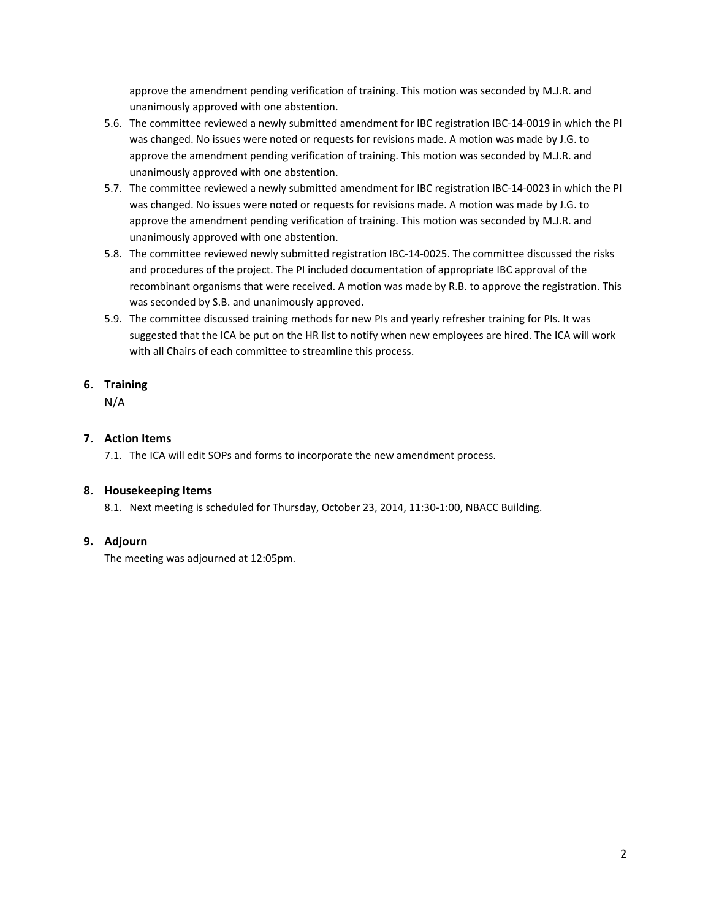approve the amendment pending verification of training. This motion was seconded by M.J.R. and unanimously approved with one abstention.

5.6. The committee reviewed a newly submitted amendment for IBC registration IBC-14-0019 in which the PI was changed. No issues were noted or requests for revisions made. A motion was made by J.G. to approve the amendment pending verification of training. This motion was seconded by M.J.R. and unanimously approved with one abstention.

5.7. The committee reviewed a newly submitted amendment for IBC registration IBC-14-0023 in which the PI was changed. No issues were noted or requests for revisions made. A motion was made by J.G. to approve the amendment pending verification of training. This motion was seconded by M.J.R. and unanimously approved with one abstention.

5.8. The committee reviewed newly submitted registration IBC-14-0025. The committee discussed the risks and procedures of the project. The PI included documentation of appropriate IBC approval of the recombinant organisms that were received. A motion was made by R.B. to approve the registration. This was seconded by S.B. and unanimously approved.

5.9. The committee discussed training methods for new PIs and yearly refresher training for PIs. It was suggested that the ICA be put on the HR list to notify when new employees are hired. The ICA will work with all Chairs of each committee to streamline this process.

## 6. Training

N/A

## 7. Action Items

7.1. The ICA will edit SOPs and forms to incorporate the new amendment process.

## 8. Housekeeping Items

8.1. Next meeting is scheduled for Thursday, October 23, 2014, 11:30-1:00, NBACC Building.

## 9. Adjourn

The meeting was adjourned at 12:05pm.